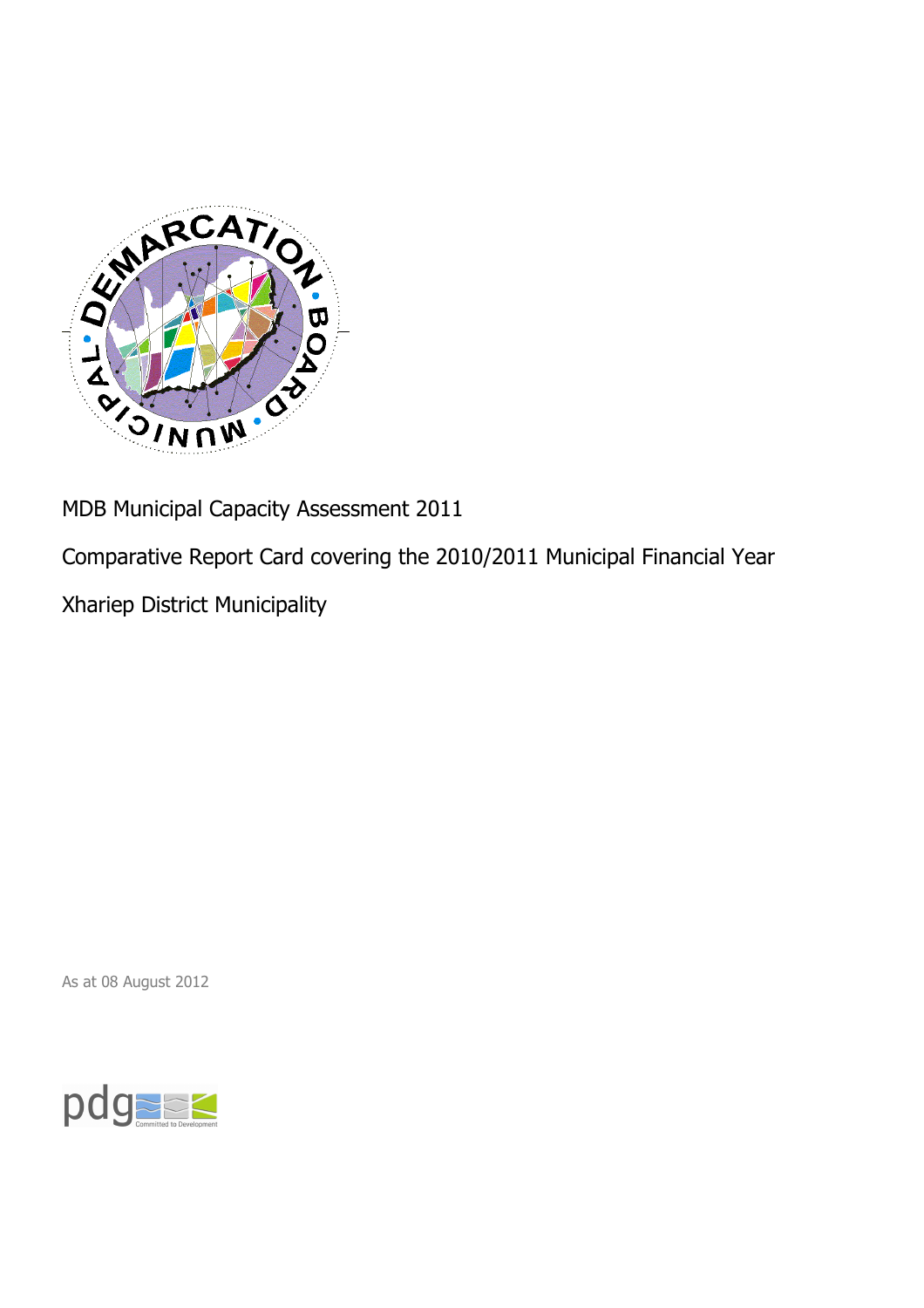MDB Municipal Capacity Assessment 2011

Comparative Report Card covering the 2010/2011 Municipal Financial Year

Xhariep District Municipality

As at 08 August 2012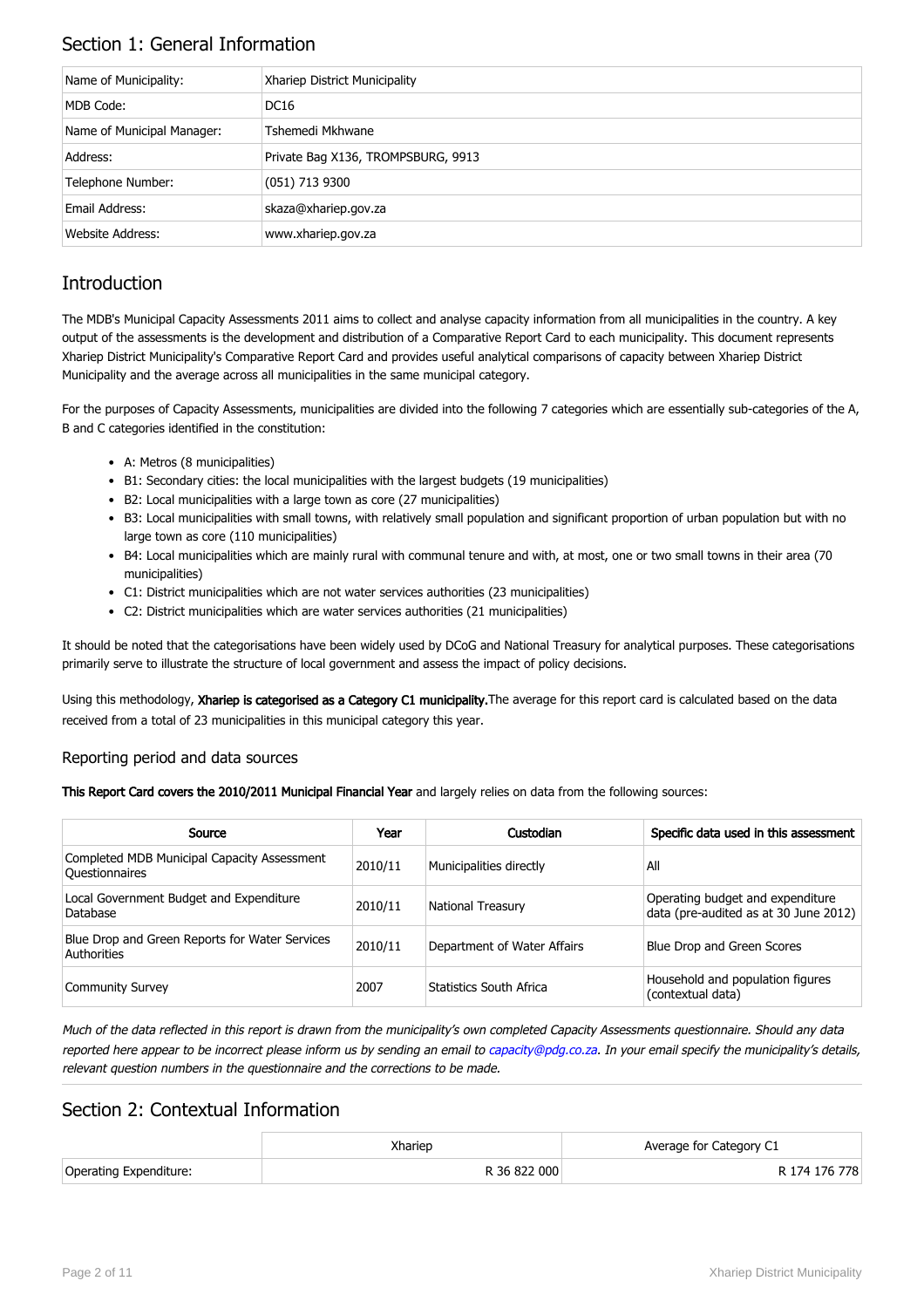## Section 1: General Information

| Name of Municipality: | Xhariep District Municipality |
|---|---|
| MDB Code: | DC16 |
| Name of Municipal Manager: | Tshemedi Mkhwane |
| Address: | Private Bag X136, TROMPSBURG, 9913 |
| Telephone Number: | (051) 713 9300 |
| Email Address: | skaza@xhariep.gov.za |
| Website Address: | www.xhariep.gov.za |

## Introduction

The MDB's Municipal Capacity Assessments 2011 aims to collect and analyse capacity information from all municipalities in the country. A key output of the assessments is the development and distribution of a Comparative Report Card to each municipality. This document represents Xhariep District Municipality's Comparative Report Card and provides useful analytical comparisons of capacity between Xhariep District Municipality and the average across all municipalities in the same municipal category.

For the purposes of Capacity Assessments, municipalities are divided into the following 7 categories which are essentially sub-categories of the A, B and C categories identified in the constitution:

- A: Metros (8 municipalities)
- B1: Secondary cities: the local municipalities with the largest budgets (19 municipalities)
- B2: Local municipalities with a large town as core (27 municipalities)
- B3: Local municipalities with small towns, with relatively small population and significant proportion of urban population but with no large town as core (110 municipalities)
- B4: Local municipalities which are mainly rural with communal tenure and with, at most, one or two small towns in their area (70 municipalities)
- C1: District municipalities which are not water services authorities (23 municipalities)
- C2: District municipalities which are water services authorities (21 municipalities)

It should be noted that the categorisations have been widely used by DCoG and National Treasury for analytical purposes. These categorisations primarily serve to illustrate the structure of local government and assess the impact of policy decisions.

Using this methodology, **Xhariep is categorised as a Category C1 municipality.** The average for this report card is calculated based on the data received from a total of 23 municipalities in this municipal category this year.

### Reporting period and data sources

**This Report Card covers the 2010/2011 Municipal Financial Year** and largely relies on data from the following sources:

| Source | Year | Custodian | Specific data used in this assessment |
|---|---|---|---|
| Completed MDB Municipal Capacity Assessment Questionnaires | 2010/11 | Municipalities directly | All |
| Local Government Budget and Expenditure Database | 2010/11 | National Treasury | Operating budget and expenditure data (pre-audited as at 30 June 2012) |
| Blue Drop and Green Reports for Water Services Authorities | 2010/11 | Department of Water Affairs | Blue Drop and Green Scores |
| Community Survey | 2007 | Statistics South Africa | Household and population figures (contextual data) |

*Much of the data reflected in this report is drawn from the municipality's own completed Capacity Assessments questionnaire. Should any data reported here appear to be incorrect please inform us by sending an email to capacity@pdg.co.za. In your email specify the municipality's details, relevant question numbers in the questionnaire and the corrections to be made.*

## Section 2: Contextual Information

| | Xhariep | Average for Category C1 |
|---|---|---|
| Operating Expenditure: | R 36 822 000 | R 174 176 778 |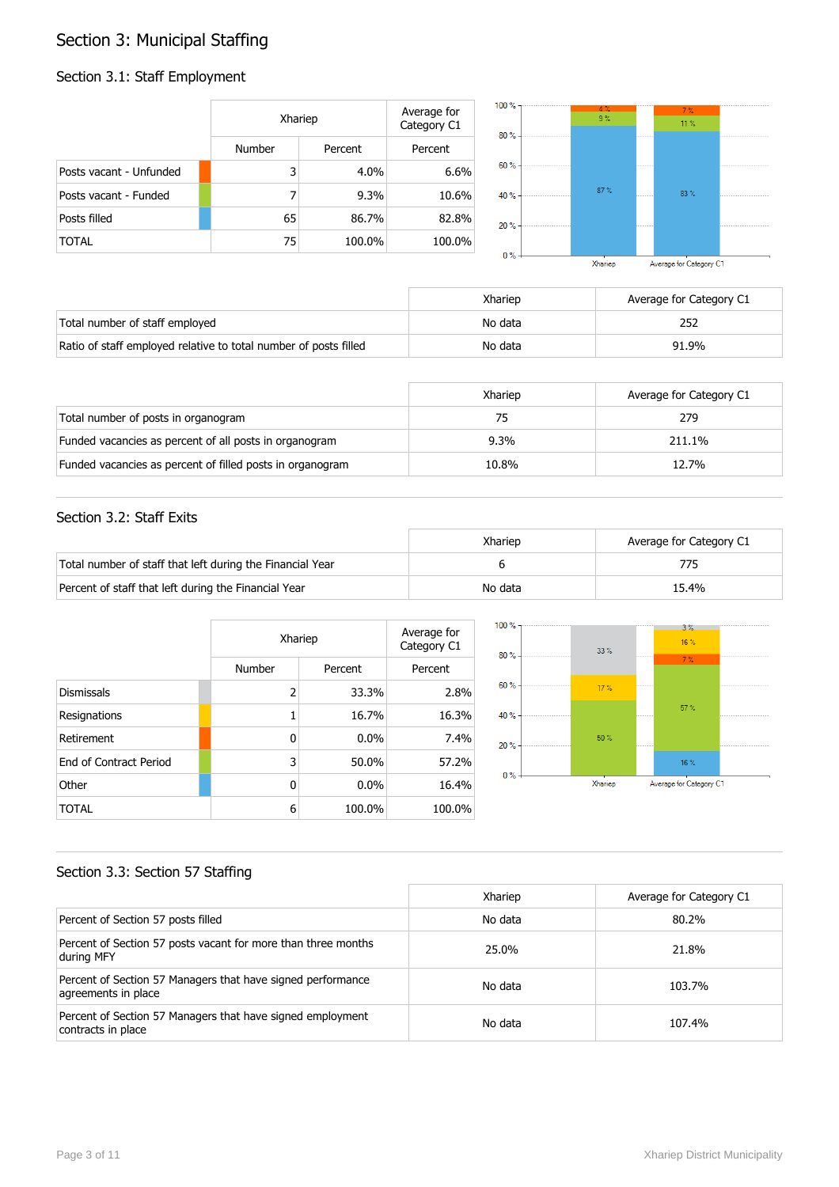# Section 3: Municipal Staffing

## Section 3.1: Staff Employment

| | Xhariep | | Average for Category C1 |
|---|---|---|---|
| | Number | Percent | Percent |
| Posts vacant - Unfunded | 3 | 4.0% | 6.6% |
| Posts vacant - Funded | 7 | 9.3% | 10.6% |
| Posts filled | 65 | 86.7% | 82.8% |
| TOTAL | 75 | 100.0% | 100.0% |

| | Xhariep | Average for Category C1 |
|---|---|---|
| Total number of staff employed | No data | 252 |
| Ratio of staff employed relative to total number of posts filled | No data | 91.9% |

| | Xhariep | Average for Category C1 |
|---|---|---|
| Total number of posts in organogram | 75 | 279 |
| Funded vacancies as percent of all posts in organogram | 9.3% | 211.1% |
| Funded vacancies as percent of filled posts in organogram | 10.8% | 12.7% |

## Section 3.2: Staff Exits

| | Xhariep | Average for Category C1 |
|---|---|---|
| Total number of staff that left during the Financial Year | 6 | 775 |
| Percent of staff that left during the Financial Year | No data | 15.4% |

| | Xhariep | | Average for Category C1 |
|---|---|---|---|
| | Number | Percent | Percent |
| Dismissals | 2 | 33.3% | 2.8% |
| Resignations | 1 | 16.7% | 16.3% |
| Retirement | 0 | 0.0% | 7.4% |
| End of Contract Period | 3 | 50.0% | 57.2% |
| Other | 0 | 0.0% | 16.4% |
| TOTAL | 6 | 100.0% | 100.0% |

## Section 3.3: Section 57 Staffing

| | Xhariep | Average for Category C1 |
|---|---|---|
| Percent of Section 57 posts filled | No data | 80.2% |
| Percent of Section 57 posts vacant for more than three months during MFY | 25.0% | 21.8% |
| Percent of Section 57 Managers that have signed performance agreements in place | No data | 103.7% |
| Percent of Section 57 Managers that have signed employment contracts in place | No data | 107.4% |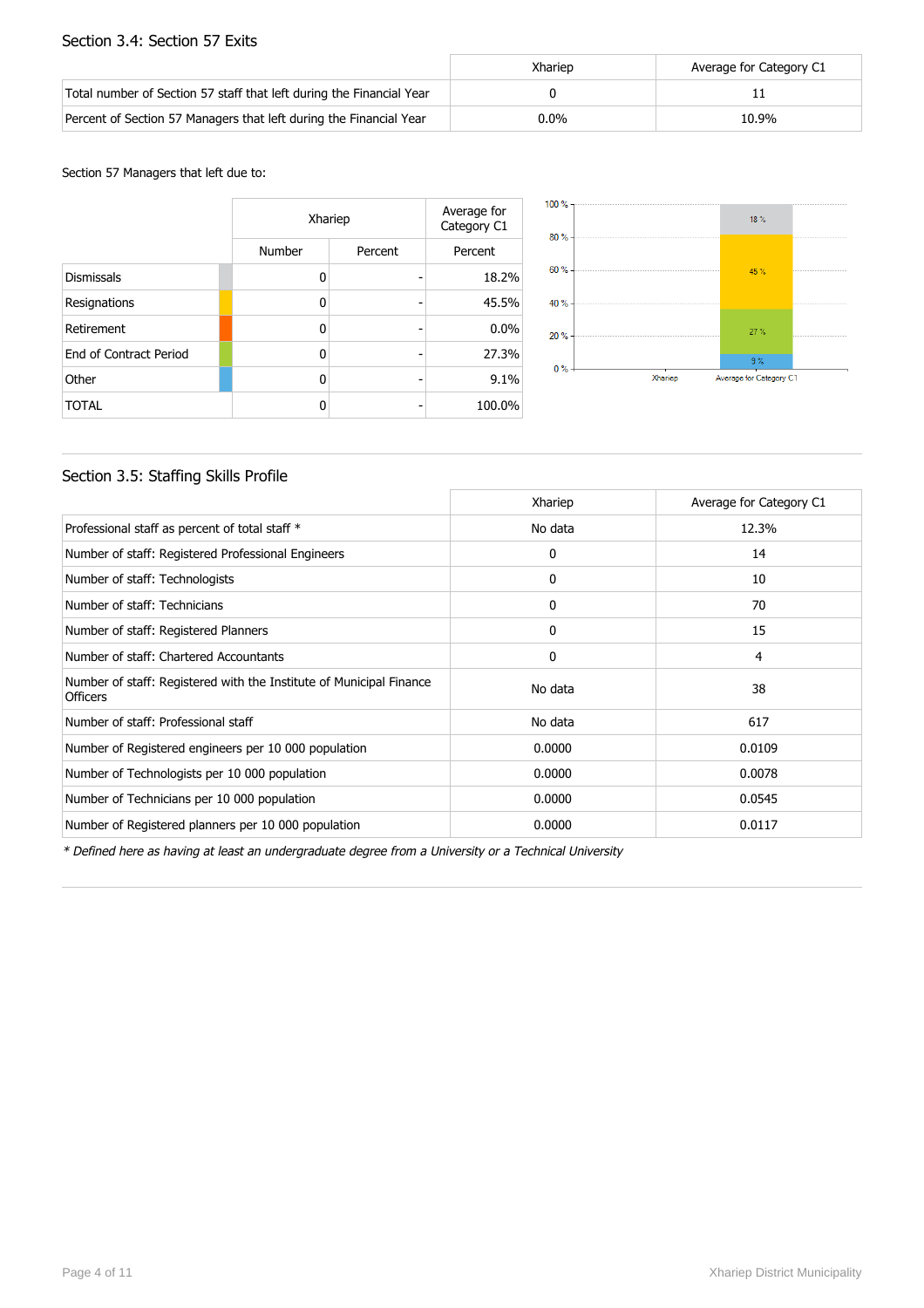## Section 3.4: Section 57 Exits

| | Xhariep | Average for Category C1 |
|---|---|---|
| Total number of Section 57 staff that left during the Financial Year | 0 | 11 |
| Percent of Section 57 Managers that left during the Financial Year | 0.0% | 10.9% |

Section 57 Managers that left due to:

| | Xhariep | | Average for Category C1 |
|---|---|---|---|
| | Number | Percent | Percent |
| Dismissals | 0 | - | 18.2% |
| Resignations | 0 | - | 45.5% |
| Retirement | 0 | - | 0.0% |
| End of Contract Period | 0 | - | 27.3% |
| Other | 0 | - | 9.1% |
| TOTAL | 0 | - | 100.0% |

## Section 3.5: Staffing Skills Profile

| | Xhariep | Average for Category C1 |
|---|---|---|
| Professional staff as percent of total staff * | No data | 12.3% |
| Number of staff: Registered Professional Engineers | 0 | 14 |
| Number of staff: Technologists | 0 | 10 |
| Number of staff: Technicians | 0 | 70 |
| Number of staff: Registered Planners | 0 | 15 |
| Number of staff: Chartered Accountants | 0 | 4 |
| Number of staff: Registered with the Institute of Municipal Finance Officers | No data | 38 |
| Number of staff: Professional staff | No data | 617 |
| Number of Registered engineers per 10 000 population | 0.0000 | 0.0109 |
| Number of Technologists per 10 000 population | 0.0000 | 0.0078 |
| Number of Technicians per 10 000 population | 0.0000 | 0.0545 |
| Number of Registered planners per 10 000 population | 0.0000 | 0.0117 |

*\* Defined here as having at least an undergraduate degree from a University or a Technical University*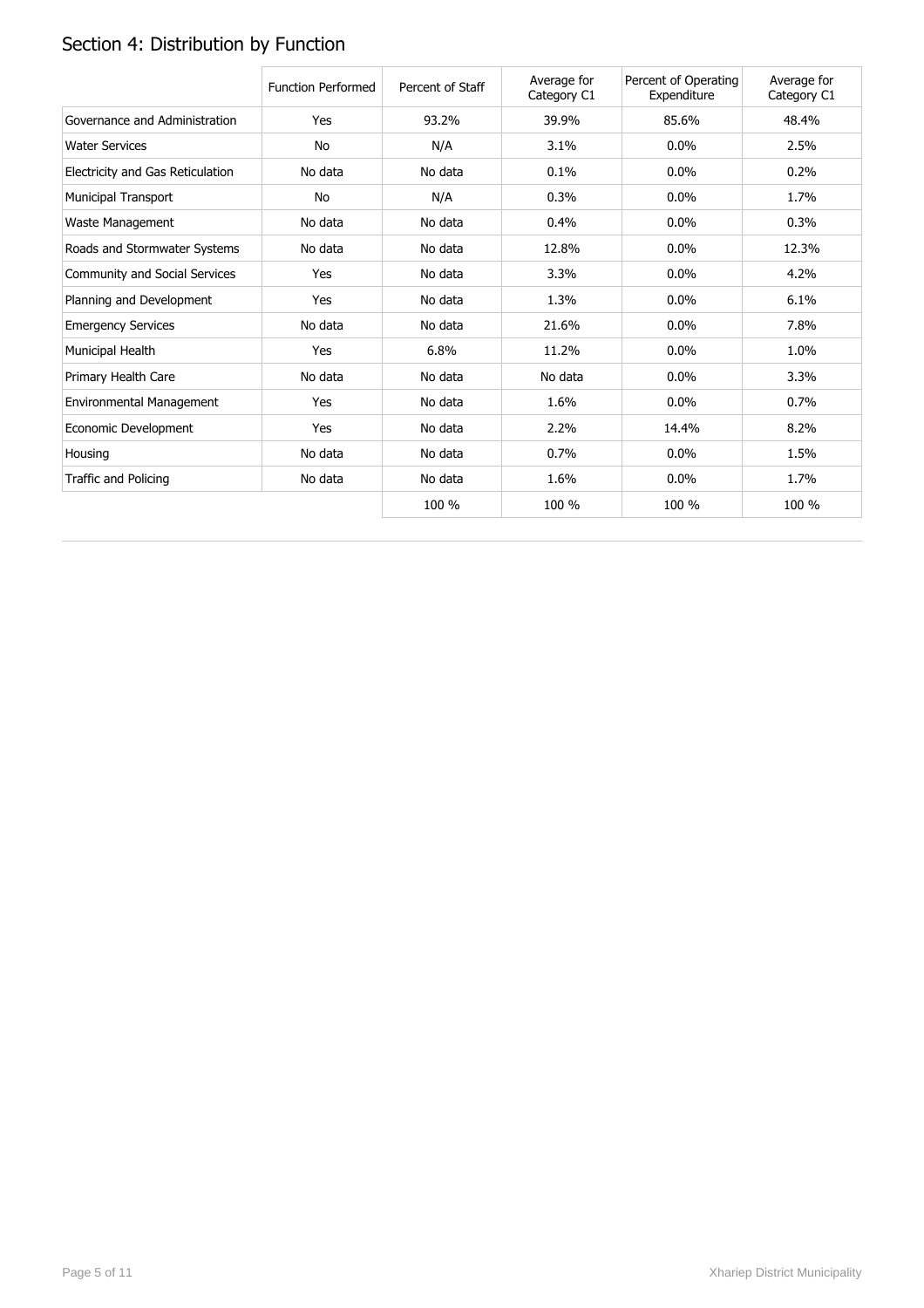## Section 4: Distribution by Function

| | Function Performed | Percent of Staff | Average for Category C1 | Percent of Operating Expenditure | Average for Category C1 |
|---|---|---|---|---|---|
| Governance and Administration | Yes | 93.2% | 39.9% | 85.6% | 48.4% |
| Water Services | No | N/A | 3.1% | 0.0% | 2.5% |
| Electricity and Gas Reticulation | No data | No data | 0.1% | 0.0% | 0.2% |
| Municipal Transport | No | N/A | 0.3% | 0.0% | 1.7% |
| Waste Management | No data | No data | 0.4% | 0.0% | 0.3% |
| Roads and Stormwater Systems | No data | No data | 12.8% | 0.0% | 12.3% |
| Community and Social Services | Yes | No data | 3.3% | 0.0% | 4.2% |
| Planning and Development | Yes | No data | 1.3% | 0.0% | 6.1% |
| Emergency Services | No data | No data | 21.6% | 0.0% | 7.8% |
| Municipal Health | Yes | 6.8% | 11.2% | 0.0% | 1.0% |
| Primary Health Care | No data | No data | No data | 0.0% | 3.3% |
| Environmental Management | Yes | No data | 1.6% | 0.0% | 0.7% |
| Economic Development | Yes | No data | 2.2% | 14.4% | 8.2% |
| Housing | No data | No data | 0.7% | 0.0% | 1.5% |
| Traffic and Policing | No data | No data | 1.6% | 0.0% | 1.7% |
| | | 100 % | 100 % | 100 % | 100 % |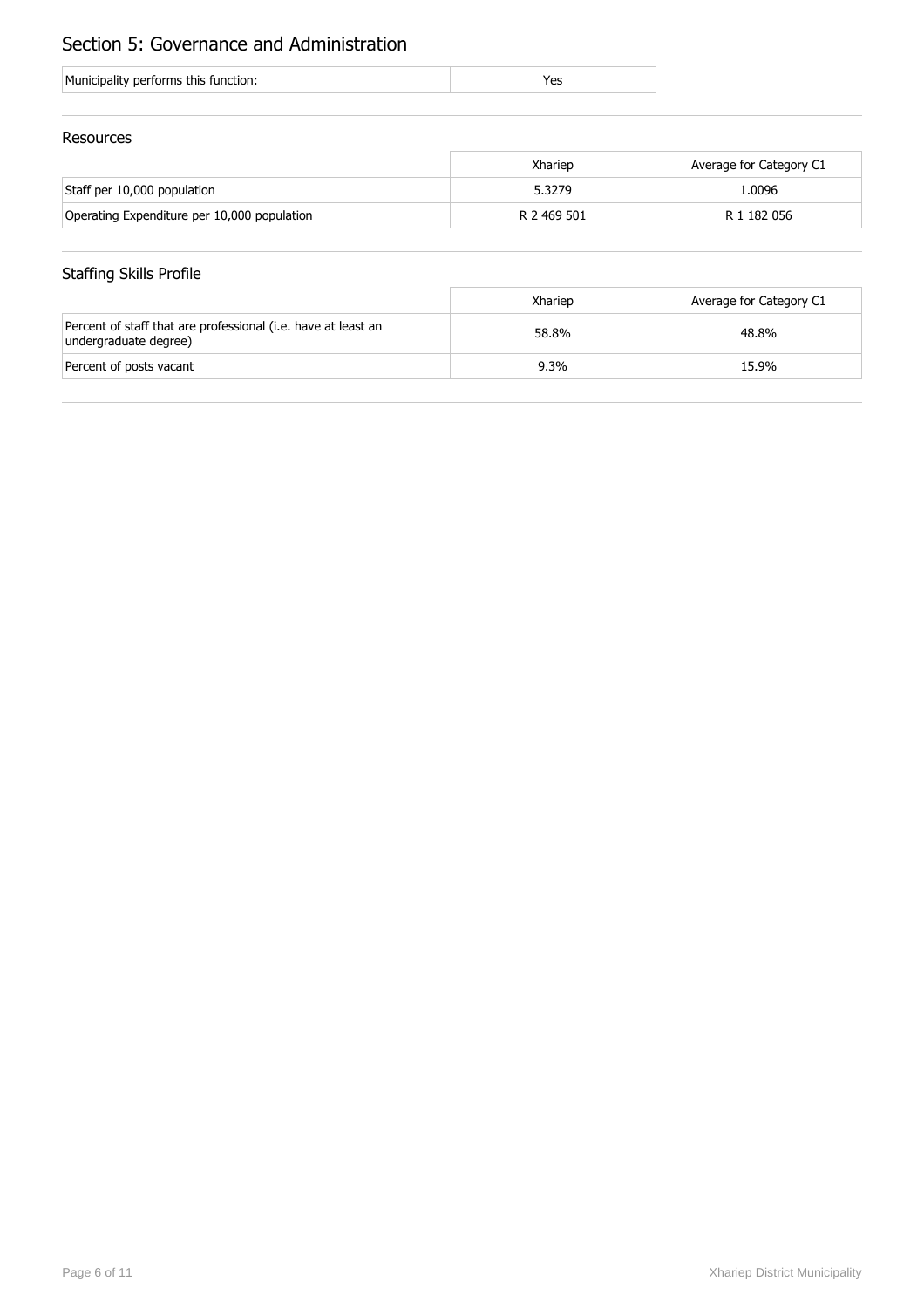# Section 5: Governance and Administration

| Municipality performs this function: | Yes |
| --- | --- |

## Resources

| | Xhariep | Average for Category C1 |
| --- | --- | --- |
| Staff per 10,000 population | 5.3279 | 1.0096 |
| Operating Expenditure per 10,000 population | R 2 469 501 | R 1 182 056 |

## Staffing Skills Profile

| | Xhariep | Average for Category C1 |
| --- | --- | --- |
| Percent of staff that are professional (i.e. have at least an undergraduate degree) | 58.8% | 48.8% |
| Percent of posts vacant | 9.3% | 15.9% |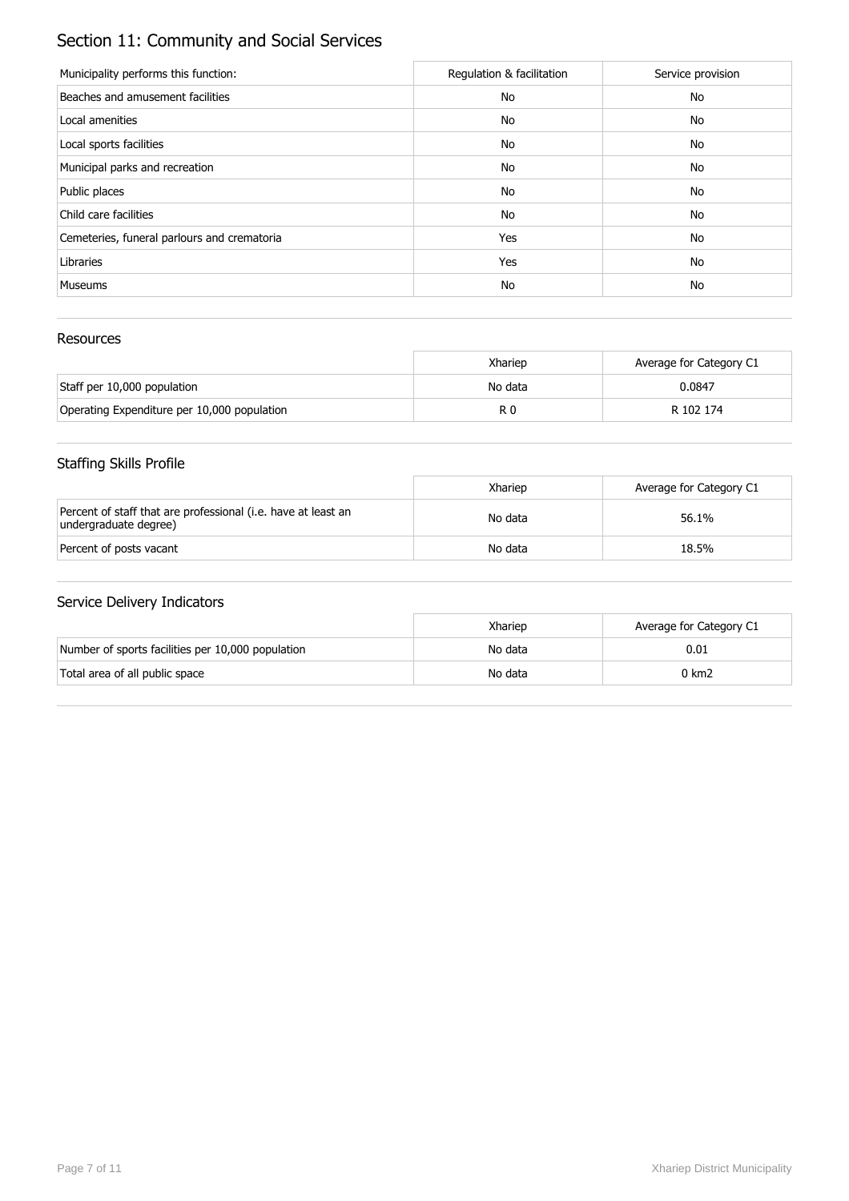# Section 11: Community and Social Services

| Municipality performs this function: | Regulation & facilitation | Service provision |
| --- | --- | --- |
| Beaches and amusement facilities | No | No |
| Local amenities | No | No |
| Local sports facilities | No | No |
| Municipal parks and recreation | No | No |
| Public places | No | No |
| Child care facilities | No | No |
| Cemeteries, funeral parlours and crematoria | Yes | No |
| Libraries | Yes | No |
| Museums | No | No |

## Resources

| | Xhariep | Average for Category C1 |
| --- | --- | --- |
| Staff per 10,000 population | No data | 0.0847 |
| Operating Expenditure per 10,000 population | R 0 | R 102 174 |

## Staffing Skills Profile

| | Xhariep | Average for Category C1 |
| --- | --- | --- |
| Percent of staff that are professional (i.e. have at least an undergraduate degree) | No data | 56.1% |
| Percent of posts vacant | No data | 18.5% |

## Service Delivery Indicators

| | Xhariep | Average for Category C1 |
| --- | --- | --- |
| Number of sports facilities per 10,000 population | No data | 0.01 |
| Total area of all public space | No data | 0 km2 |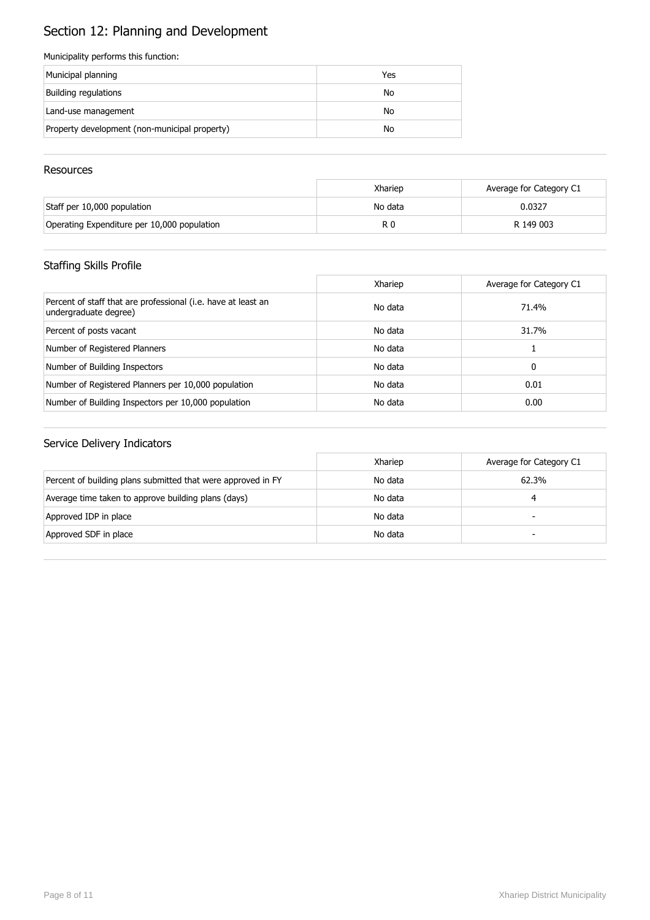# Section 12: Planning and Development

Municipality performs this function:

| | |
|---|---|
| Municipal planning | Yes |
| Building regulations | No |
| Land-use management | No |
| Property development (non-municipal property) | No |

## Resources

| | Xhariep | Average for Category C1 |
|---|---|---|
| Staff per 10,000 population | No data | 0.0327 |
| Operating Expenditure per 10,000 population | R 0 | R 149 003 |

## Staffing Skills Profile

| | Xhariep | Average for Category C1 |
|---|---|---|
| Percent of staff that are professional (i.e. have at least an undergraduate degree) | No data | 71.4% |
| Percent of posts vacant | No data | 31.7% |
| Number of Registered Planners | No data | 1 |
| Number of Building Inspectors | No data | 0 |
| Number of Registered Planners per 10,000 population | No data | 0.01 |
| Number of Building Inspectors per 10,000 population | No data | 0.00 |

## Service Delivery Indicators

| | Xhariep | Average for Category C1 |
|---|---|---|
| Percent of building plans submitted that were approved in FY | No data | 62.3% |
| Average time taken to approve building plans (days) | No data | 4 |
| Approved IDP in place | No data | - |
| Approved SDF in place | No data | - |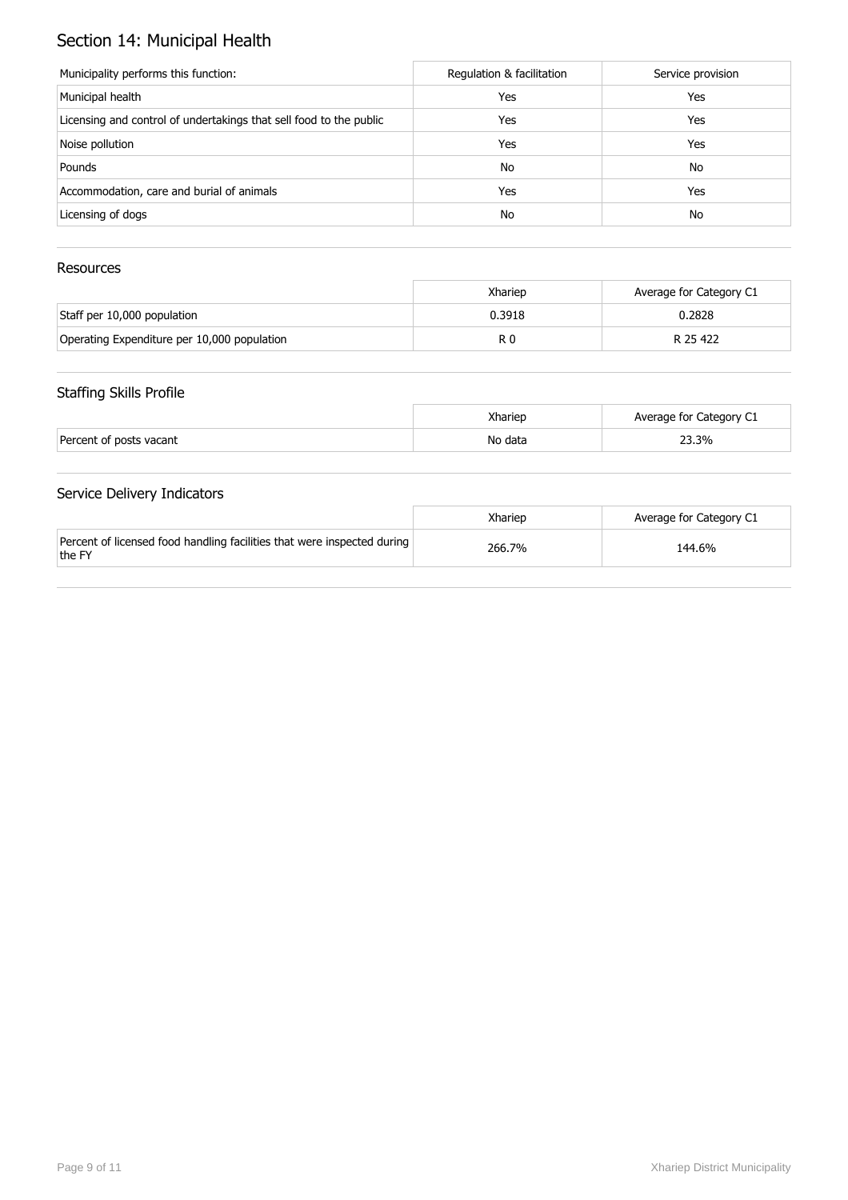# Section 14: Municipal Health

| Municipality performs this function: | Regulation & facilitation | Service provision |
| --- | --- | --- |
| Municipal health | Yes | Yes |
| Licensing and control of undertakings that sell food to the public | Yes | Yes |
| Noise pollution | Yes | Yes |
| Pounds | No | No |
| Accommodation, care and burial of animals | Yes | Yes |
| Licensing of dogs | No | No |

## Resources

| | Xhariep | Average for Category C1 |
| --- | --- | --- |
| Staff per 10,000 population | 0.3918 | 0.2828 |
| Operating Expenditure per 10,000 population | R 0 | R 25 422 |

## Staffing Skills Profile

| | Xhariep | Average for Category C1 |
| --- | --- | --- |
| Percent of posts vacant | No data | 23.3% |

## Service Delivery Indicators

| | Xhariep | Average for Category C1 |
| --- | --- | --- |
| Percent of licensed food handling facilities that were inspected during the FY | 266.7% | 144.6% |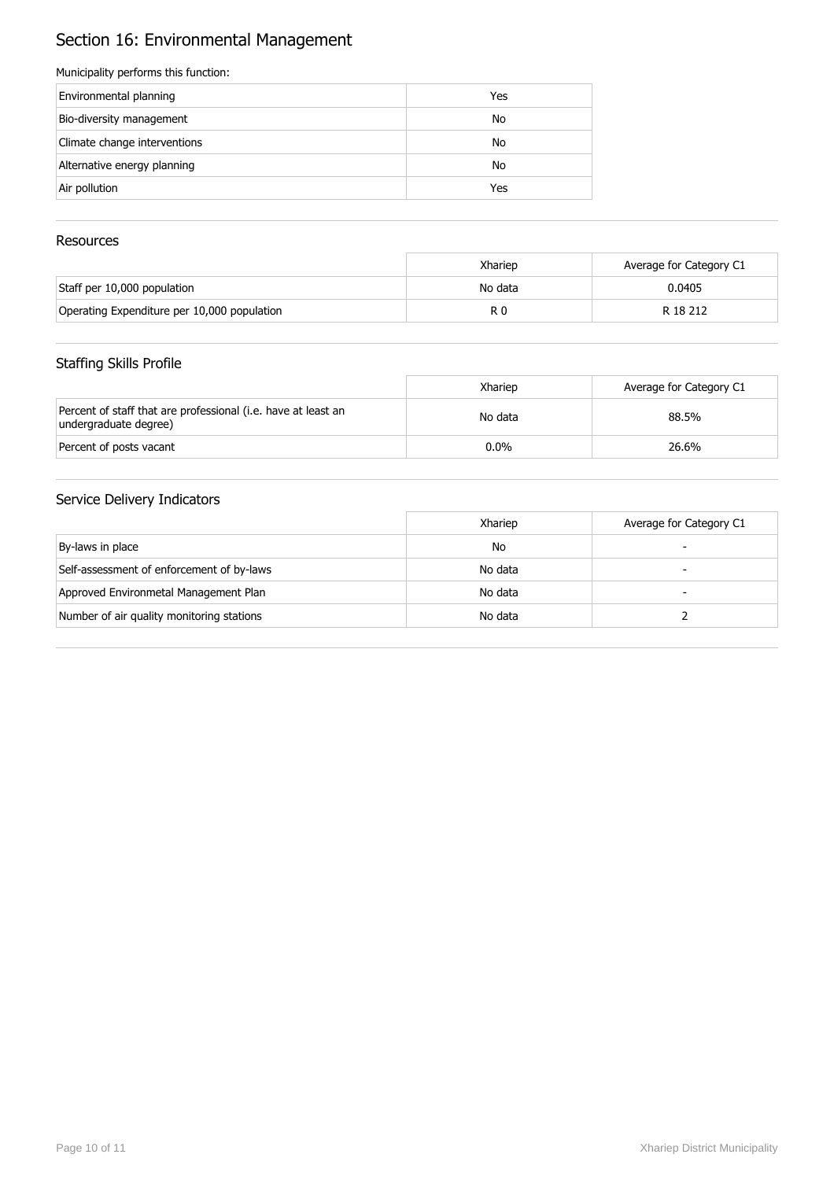# Section 16: Environmental Management

Municipality performs this function:

| | |
|---|---|
| Environmental planning | Yes |
| Bio-diversity management | No |
| Climate change interventions | No |
| Alternative energy planning | No |
| Air pollution | Yes |

## Resources

| | Xhariep | Average for Category C1 |
|---|---|---|
| Staff per 10,000 population | No data | 0.0405 |
| Operating Expenditure per 10,000 population | R 0 | R 18 212 |

## Staffing Skills Profile

| | Xhariep | Average for Category C1 |
|---|---|---|
| Percent of staff that are professional (i.e. have at least an undergraduate degree) | No data | 88.5% |
| Percent of posts vacant | 0.0% | 26.6% |

## Service Delivery Indicators

| | Xhariep | Average for Category C1 |
|---|---|---|
| By-laws in place | No | - |
| Self-assessment of enforcement of by-laws | No data | - |
| Approved Environmetal Management Plan | No data | - |
| Number of air quality monitoring stations | No data | 2 |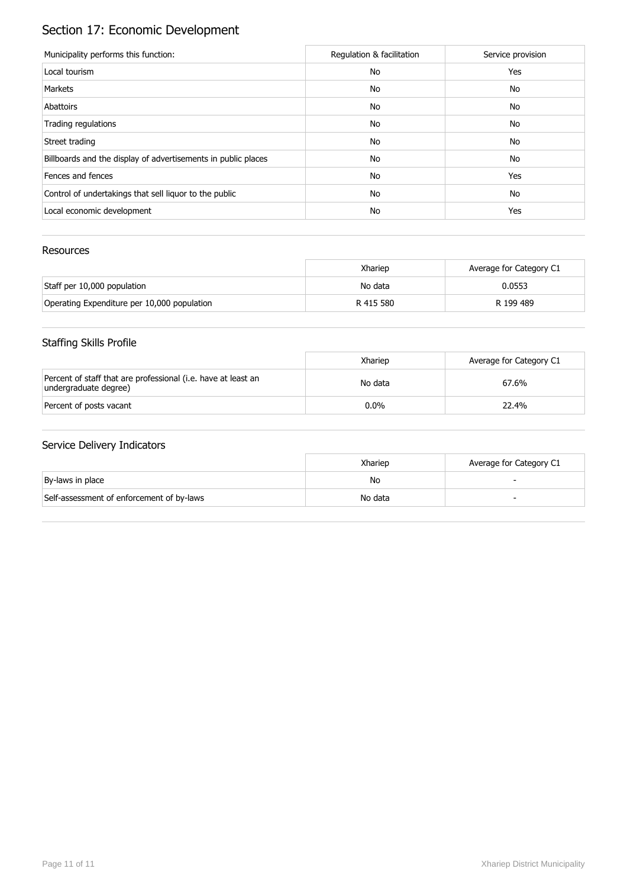# Section 17: Economic Development

| Municipality performs this function: | Regulation & facilitation | Service provision |
|---|---|---|
| Local tourism | No | Yes |
| Markets | No | No |
| Abattoirs | No | No |
| Trading regulations | No | No |
| Street trading | No | No |
| Billboards and the display of advertisements in public places | No | No |
| Fences and fences | No | Yes |
| Control of undertakings that sell liquor to the public | No | No |
| Local economic development | No | Yes |

## Resources

| | Xhariep | Average for Category C1 |
|---|---|---|
| Staff per 10,000 population | No data | 0.0553 |
| Operating Expenditure per 10,000 population | R 415 580 | R 199 489 |

## Staffing Skills Profile

| | Xhariep | Average for Category C1 |
|---|---|---|
| Percent of staff that are professional (i.e. have at least an undergraduate degree) | No data | 67.6% |
| Percent of posts vacant | 0.0% | 22.4% |

## Service Delivery Indicators

| | Xhariep | Average for Category C1 |
|---|---|---|
| By-laws in place | No | - |
| Self-assessment of enforcement of by-laws | No data | - |